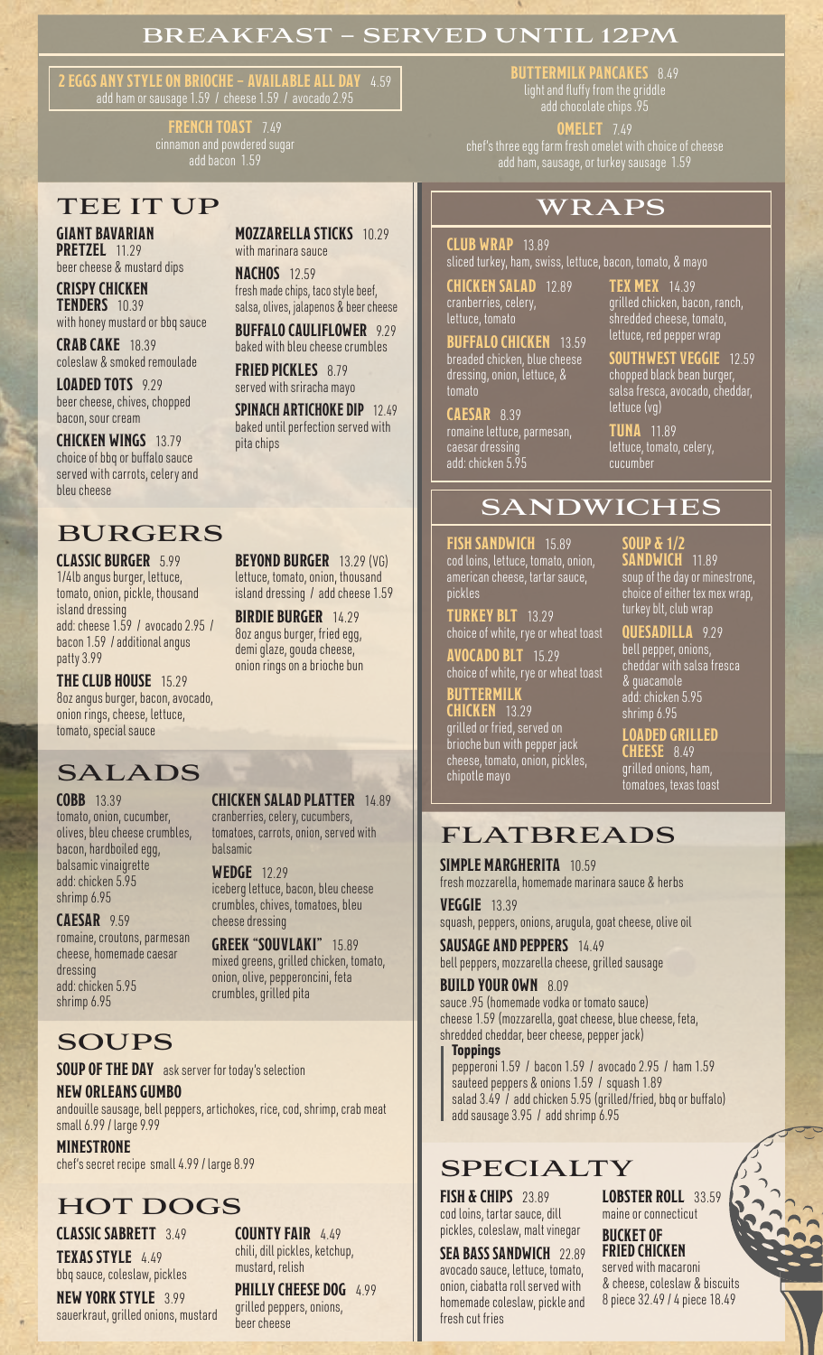# BREAKFAST – SERVED UNTIL 12PM

**2 EGGS ANY STYLE ON BRIOCHE – AVAILABLE ALL DAY** 4.59
add ham or sausage 1.59 / cheese 1.59 / avocado 2.95

**FRENCH TOAST** 7.49
cinnamon and powdered sugar
add bacon 1.59

**BUTTERMILK PANCAKES** 8.49
light and fluffy from the griddle
add chocolate chips .95

**OMELET** 7.49
chef's three egg farm fresh omelet with choice of cheese
add ham, sausage, or turkey sausage 1.59

## TEE IT UP

**GIANT BAVARIAN PRETZEL** 11.29
beer cheese & mustard dips

**CRISPY CHICKEN TENDERS** 10.39
with honey mustard or bbq sauce

**CRAB CAKE** 18.39
coleslaw & smoked remoulade

**LOADED TOTS** 9.29
beer cheese, chives, chopped bacon, sour cream

**CHICKEN WINGS** 13.79
choice of bbq or buffalo sauce served with carrots, celery and bleu cheese

**MOZZARELLA STICKS** 10.29
with marinara sauce

**NACHOS** 12.59
fresh made chips, taco style beef, salsa, olives, jalapenos & beer cheese

**BUFFALO CAULIFLOWER** 9.29
baked with bleu cheese crumbles

**FRIED PICKLES** 8.79
served with sriracha mayo

**SPINACH ARTICHOKE DIP** 12.49
baked until perfection served with pita chips

## BURGERS

**CLASSIC BURGER** 5.99
1/4lb angus burger, lettuce, tomato, onion, pickle, thousand island dressing
add: cheese 1.59 / avocado 2.95 / bacon 1.59 / additional angus patty 3.99

**THE CLUB HOUSE** 15.29
8oz angus burger, bacon, avocado, onion rings, cheese, lettuce, tomato, special sauce

**BEYOND BURGER** 13.29 (VG)
lettuce, tomato, onion, thousand island dressing / add cheese 1.59

**BIRDIE BURGER** 14.29
8oz angus burger, fried egg, demi glaze, gouda cheese, onion rings on a brioche bun

## SALADS

**COBB** 13.39
tomato, onion, cucumber, olives, bleu cheese crumbles, bacon, hardboiled egg, balsamic vinaigrette
add: chicken 5.95
shrimp 6.95

**CAESAR** 9.59
romaine, croutons, parmesan cheese, homemade caesar dressing
add: chicken 5.95
shrimp 6.95

**CHICKEN SALAD PLATTER** 14.89
cranberries, celery, cucumbers, tomatoes, carrots, onion, served with balsamic

**WEDGE** 12.29
iceberg lettuce, bacon, bleu cheese crumbles, chives, tomatoes, bleu cheese dressing

**GREEK "SOUVLAKI"** 15.89
mixed greens, grilled chicken, tomato, onion, olive, pepperoncini, feta crumbles, grilled pita

## SOUPS

**SOUP OF THE DAY** ask server for today's selection

**NEW ORLEANS GUMBO**
andouille sausage, bell peppers, artichokes, rice, cod, shrimp, crab meat
small 6.99 / large 9.99

**MINESTRONE**
chef's secret recipe small 4.99 / large 8.99

## HOT DOGS

**CLASSIC SABRETT** 3.49

**TEXAS STYLE** 4.49
bbq sauce, coleslaw, pickles

**NEW YORK STYLE** 3.99
sauerkraut, grilled onions, mustard

**COUNTY FAIR** 4.49
chili, dill pickles, ketchup, mustard, relish

**PHILLY CHEESE DOG** 4.99
grilled peppers, onions, beer cheese

## WRAPS

**CLUB WRAP** 13.89
sliced turkey, ham, swiss, lettuce, bacon, tomato, & mayo

**CHICKEN SALAD** 12.89
cranberries, celery, lettuce, tomato

**BUFFALO CHICKEN** 13.59
breaded chicken, blue cheese dressing, onion, lettuce, & tomato

**CAESAR** 8.39
romaine lettuce, parmesan, caesar dressing
add: chicken 5.95

**TEX MEX** 14.39
grilled chicken, bacon, ranch, shredded cheese, tomato, lettuce, red pepper wrap

**SOUTHWEST VEGGIE** 12.59
chopped black bean burger, salsa fresca, avocado, cheddar, lettuce (vg)

**TUNA** 11.89
lettuce, tomato, celery, cucumber

## SANDWICHES

**FISH SANDWICH** 15.89
cod loins, lettuce, tomato, onion, american cheese, tartar sauce, pickles

**TURKEY BLT** 13.29
choice of white, rye or wheat toast

**AVOCADO BLT** 15.29
choice of white, rye or wheat toast

**BUTTERMILK CHICKEN** 13.29
grilled or fried, served on brioche bun with pepper jack cheese, tomato, onion, pickles, chipotle mayo

**SOUP & 1/2 SANDWICH** 11.89
soup of the day or minestrone, choice of either tex mex wrap, turkey blt, club wrap

**QUESADILLA** 9.29
bell pepper, onions, cheddar with salsa fresca & guacamole
add: chicken 5.95
shrimp 6.95

**LOADED GRILLED CHEESE** 8.49
grilled onions, ham, tomatoes, texas toast

## FLATBREADS

**SIMPLE MARGHERITA** 10.59
fresh mozzarella, homemade marinara sauce & herbs

**VEGGIE** 13.39
squash, peppers, onions, arugula, goat cheese, olive oil

**SAUSAGE AND PEPPERS** 14.49
bell peppers, mozzarella cheese, grilled sausage

**BUILD YOUR OWN** 8.09
sauce .95 (homemade vodka or tomato sauce)
cheese 1.59 (mozzarella, goat cheese, blue cheese, feta, shredded cheddar, beer cheese, pepper jack)

**Toppings**
pepperoni 1.59 / bacon 1.59 / avocado 2.95 / ham 1.59
sauteed peppers & onions 1.59 / squash 1.89
salad 3.49 / add chicken 5.95 (grilled/fried, bbq or buffalo)
add sausage 3.95 / add shrimp 6.95

## SPECIALTY

**FISH & CHIPS** 23.89
cod loins, tartar sauce, dill pickles, coleslaw, malt vinegar

**SEA BASS SANDWICH** 22.89
avocado sauce, lettuce, tomato, onion, ciabatta roll served with homemade coleslaw, pickle and fresh cut fries

**LOBSTER ROLL** 33.59
maine or connecticut

**BUCKET OF FRIED CHICKEN**
served with macaroni & cheese, coleslaw & biscuits
8 piece 32.49 / 4 piece 18.49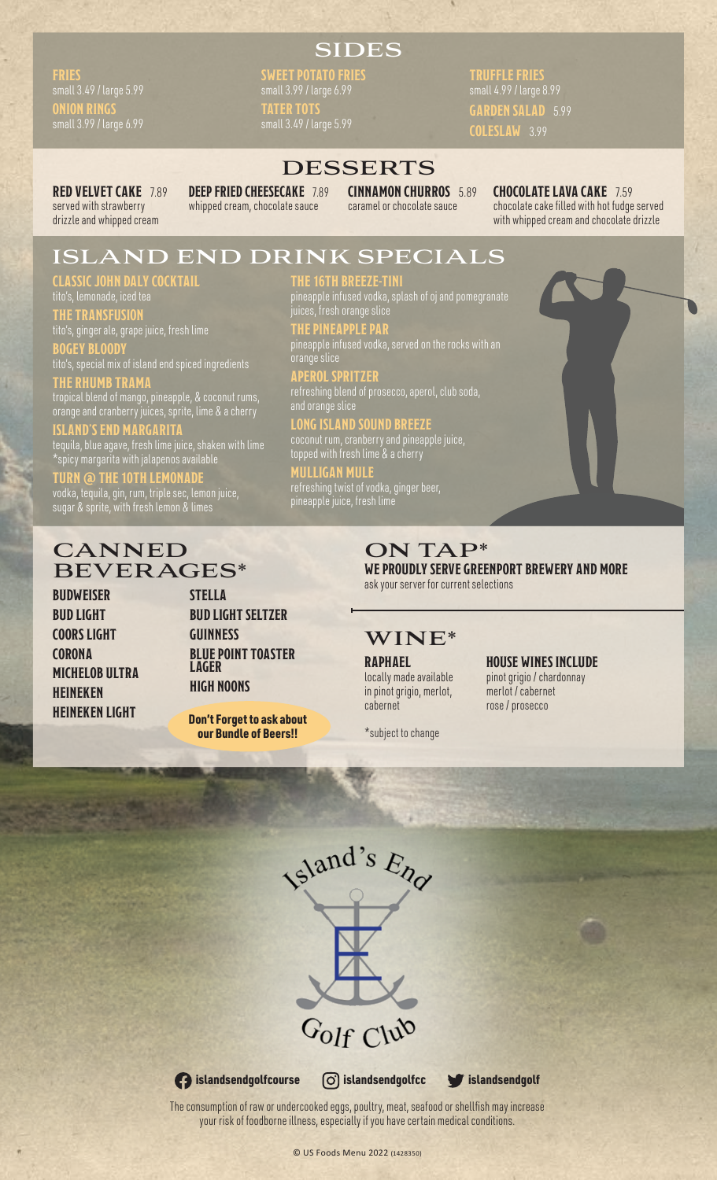## SIDES

**FRIES**
small 3.49 / large 5.99

**ONION RINGS**
small 3.99 / large 6.99

**SWEET POTATO FRIES**
small 3.99 / large 6.99

**TATER TOTS**
small 3.49 / large 5.99

**TRUFFLE FRIES**
small 4.99 / large 8.99

**GARDEN SALAD** 5.99

**COLESLAW** 3.99

## DESSERTS

**RED VELVET CAKE** 7.89
served with strawberry drizzle and whipped cream

**DEEP FRIED CHEESECAKE** 7.89
whipped cream, chocolate sauce

**CINNAMON CHURROS** 5.89
caramel or chocolate sauce

**CHOCOLATE LAVA CAKE** 7.59
chocolate cake filled with hot fudge served with whipped cream and chocolate drizzle

## ISLAND END DRINK SPECIALS

**CLASSIC JOHN DALY COCKTAIL**
tito's, lemonade, iced tea

**THE TRANSFUSION**
tito's, ginger ale, grape juice, fresh lime

**BOGEY BLOODY**
tito's, special mix of island end spiced ingredients

**THE RHUMB TRAMA**
tropical blend of mango, pineapple, & coconut rums, orange and cranberry juices, sprite, lime & a cherry

**ISLAND'S END MARGARITA**
tequila, blue agave, fresh lime juice, shaken with lime
*spicy margarita with jalapenos available

**TURN @ THE 10TH LEMONADE**
vodka, tequila, gin, rum, triple sec, lemon juice, sugar & sprite, with fresh lemon & limes

**THE 16TH BREEZE-TINI**
pineapple infused vodka, splash of oj and pomegranate juices, fresh orange slice

**THE PINEAPPLE PAR**
pineapple infused vodka, served on the rocks with an orange slice

**APEROL SPRITZER**
refreshing blend of prosecco, aperol, club soda, and orange slice

**LONG ISLAND SOUND BREEZE**
coconut rum, cranberry and pineapple juice, topped with fresh lime & a cherry

**MULLIGAN MULE**
refreshing twist of vodka, ginger beer, pineapple juice, fresh lime

## CANNED BEVERAGES*

**BUDWEISER**
**BUD LIGHT**
**COORS LIGHT**
**CORONA**
**MICHELOB ULTRA**
**HEINEKEN**
**HEINEKEN LIGHT**
**STELLA**
**BUD LIGHT SELTZER**
**GUINNESS**
**BLUE POINT TOASTER LAGER**
**HIGH NOONS**

**Don't Forget to ask about our Bundle of Beers!!**

## ON TAP*

**WE PROUDLY SERVE GREENPORT BREWERY AND MORE**
ask your server for current selections

## WINE*

**RAPHAEL**
locally made available in pinot grigio, merlot, cabernet

**HOUSE WINES INCLUDE**
pinot grigio / chardonnay
merlot / cabernet
rose / prosecco

*subject to change

Island's End Golf Club

islandsendgolfcourse   islandsendgolfcc   islandsendgolf

The consumption of raw or undercooked eggs, poultry, meat, seafood or shellfish may increase your risk of foodborne illness, especially if you have certain medical conditions.

© US Foods Menu 2022 (1428350)